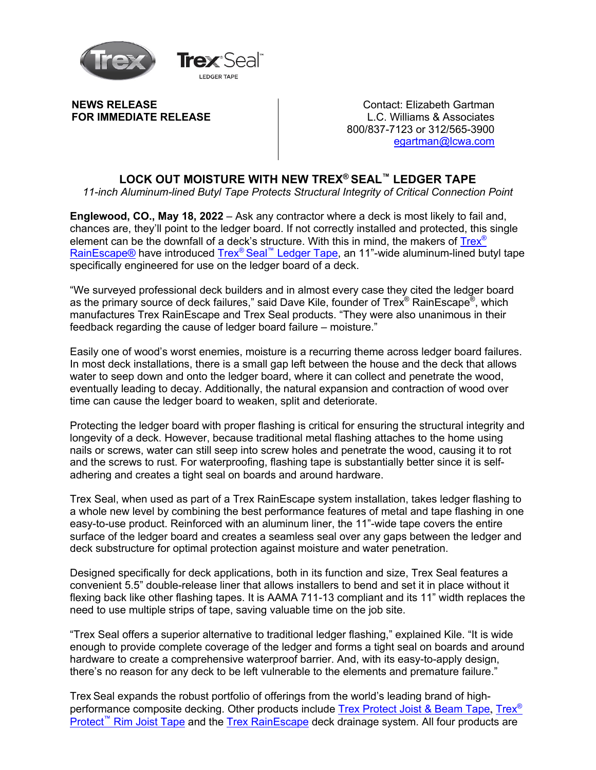**NEWS RELEASE**
**FOR IMMEDIATE RELEASE**

Contact: Elizabeth Gartman
L.C. Williams & Associates
800/837-7123 or 312/565-3900
egartman@lcwa.com

# LOCK OUT MOISTURE WITH NEW TREX® SEAL™ LEDGER TAPE

*11-inch Aluminum-lined Butyl Tape Protects Structural Integrity of Critical Connection Point*

**Englewood, CO., May 18, 2022** – Ask any contractor where a deck is most likely to fail and, chances are, they'll point to the ledger board. If not correctly installed and protected, this single element can be the downfall of a deck's structure. With this in mind, the makers of Trex® RainEscape® have introduced Trex® Seal™ Ledger Tape, an 11"-wide aluminum-lined butyl tape specifically engineered for use on the ledger board of a deck.

"We surveyed professional deck builders and in almost every case they cited the ledger board as the primary source of deck failures," said Dave Kile, founder of Trex® RainEscape®, which manufactures Trex RainEscape and Trex Seal products. "They were also unanimous in their feedback regarding the cause of ledger board failure – moisture."

Easily one of wood's worst enemies, moisture is a recurring theme across ledger board failures. In most deck installations, there is a small gap left between the house and the deck that allows water to seep down and onto the ledger board, where it can collect and penetrate the wood, eventually leading to decay. Additionally, the natural expansion and contraction of wood over time can cause the ledger board to weaken, split and deteriorate.

Protecting the ledger board with proper flashing is critical for ensuring the structural integrity and longevity of a deck. However, because traditional metal flashing attaches to the home using nails or screws, water can still seep into screw holes and penetrate the wood, causing it to rot and the screws to rust. For waterproofing, flashing tape is substantially better since it is self-adhering and creates a tight seal on boards and around hardware.

Trex Seal, when used as part of a Trex RainEscape system installation, takes ledger flashing to a whole new level by combining the best performance features of metal and tape flashing in one easy-to-use product. Reinforced with an aluminum liner, the 11"-wide tape covers the entire surface of the ledger board and creates a seamless seal over any gaps between the ledger and deck substructure for optimal protection against moisture and water penetration.

Designed specifically for deck applications, both in its function and size, Trex Seal features a convenient 5.5" double-release liner that allows installers to bend and set it in place without it flexing back like other flashing tapes. It is AAMA 711-13 compliant and its 11" width replaces the need to use multiple strips of tape, saving valuable time on the job site.

"Trex Seal offers a superior alternative to traditional ledger flashing," explained Kile. "It is wide enough to provide complete coverage of the ledger and forms a tight seal on boards and around hardware to create a comprehensive waterproof barrier. And, with its easy-to-apply design, there's no reason for any deck to be left vulnerable to the elements and premature failure."

Trex Seal expands the robust portfolio of offerings from the world's leading brand of high-performance composite decking. Other products include Trex Protect Joist & Beam Tape, Trex® Protect™ Rim Joist Tape and the Trex RainEscape deck drainage system. All four products are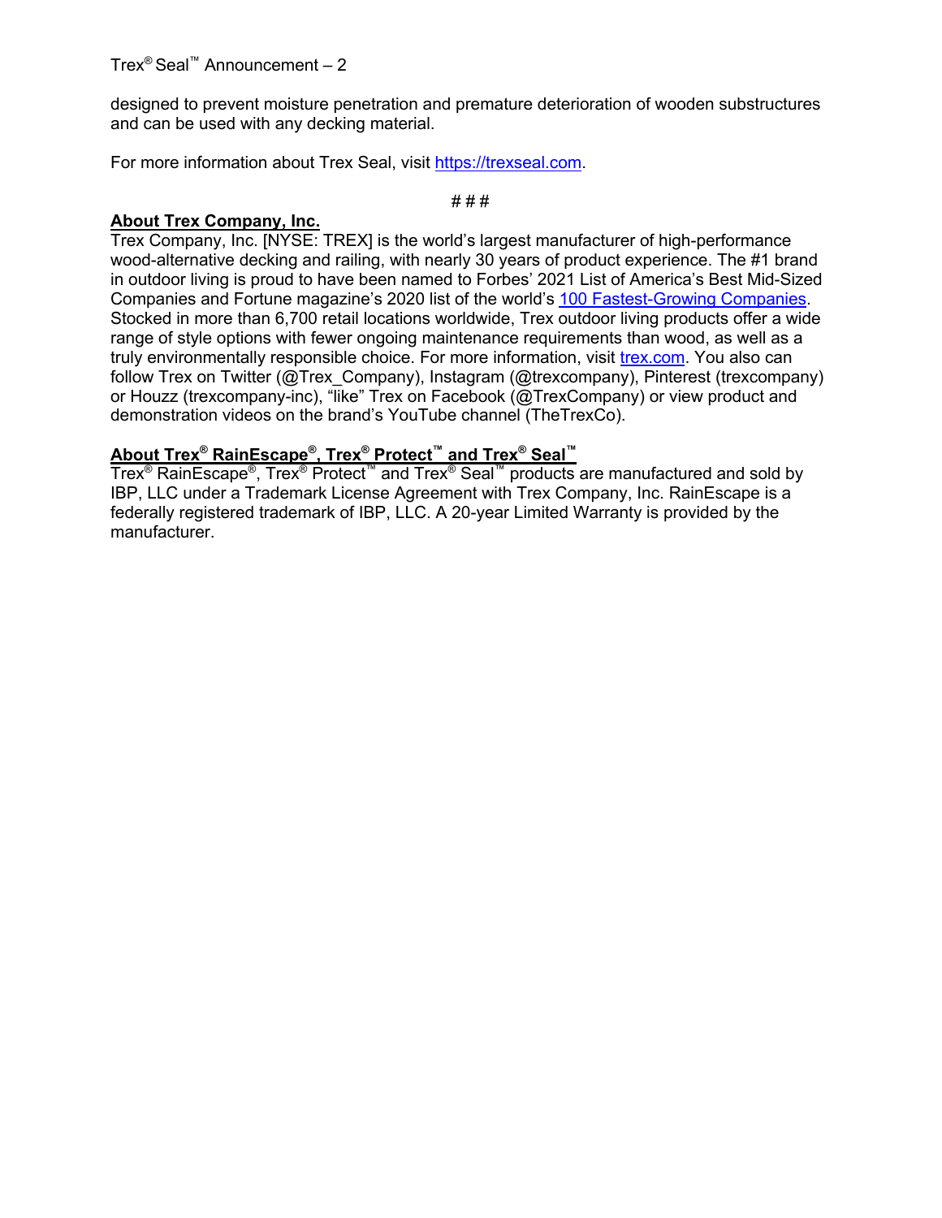designed to prevent moisture penetration and premature deterioration of wooden substructures and can be used with any decking material.

For more information about Trex Seal, visit https://trexseal.com.

###

## About Trex Company, Inc.

Trex Company, Inc. [NYSE: TREX] is the world's largest manufacturer of high-performance wood-alternative decking and railing, with nearly 30 years of product experience. The #1 brand in outdoor living is proud to have been named to Forbes' 2021 List of America's Best Mid-Sized Companies and Fortune magazine's 2020 list of the world's 100 Fastest-Growing Companies. Stocked in more than 6,700 retail locations worldwide, Trex outdoor living products offer a wide range of style options with fewer ongoing maintenance requirements than wood, as well as a truly environmentally responsible choice. For more information, visit trex.com. You also can follow Trex on Twitter (@Trex_Company), Instagram (@trexcompany), Pinterest (trexcompany) or Houzz (trexcompany-inc), "like" Trex on Facebook (@TrexCompany) or view product and demonstration videos on the brand's YouTube channel (TheTrexCo).

## About Trex® RainEscape®, Trex® Protect™ and Trex® Seal™

Trex® RainEscape®, Trex® Protect™ and Trex® Seal™ products are manufactured and sold by IBP, LLC under a Trademark License Agreement with Trex Company, Inc. RainEscape is a federally registered trademark of IBP, LLC. A 20-year Limited Warranty is provided by the manufacturer.